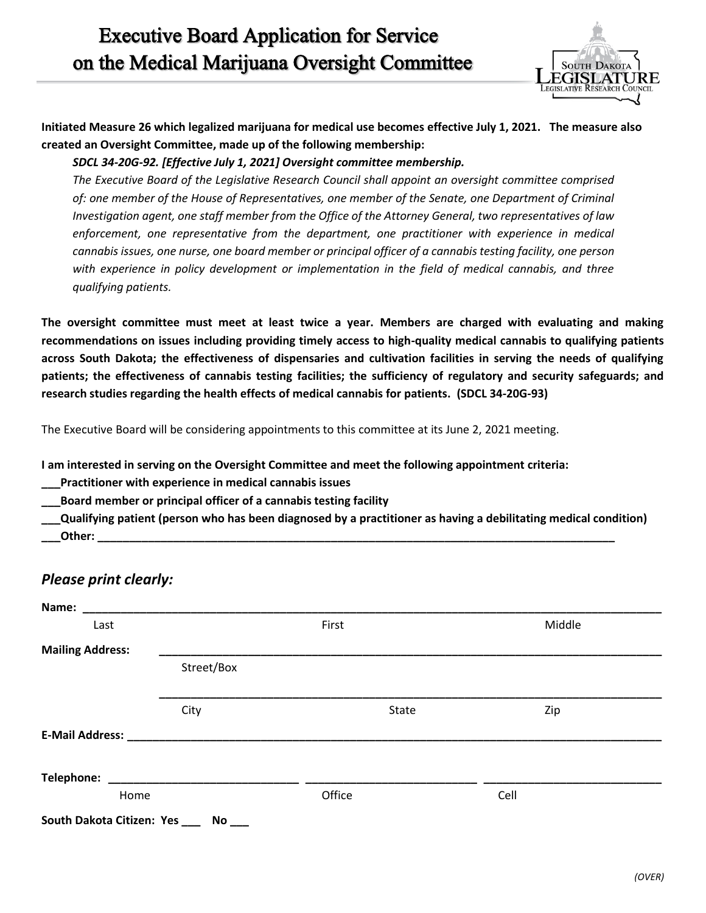# Executive Board Application for Service on the Medical Marijuana Oversight Committee

SOUTH DAKOTA LEGISLATURE
LEGISLATIVE RESEARCH COUNCIL

**Initiated Measure 26 which legalized marijuana for medical use becomes effective July 1, 2021. The measure also created an Oversight Committee, made up of the following membership:**

> ***SDCL 34-20G-92. [Effective July 1, 2021] Oversight committee membership.***
>
> *The Executive Board of the Legislative Research Council shall appoint an oversight committee comprised of: one member of the House of Representatives, one member of the Senate, one Department of Criminal Investigation agent, one staff member from the Office of the Attorney General, two representatives of law enforcement, one representative from the department, one practitioner with experience in medical cannabis issues, one nurse, one board member or principal officer of a cannabis testing facility, one person with experience in policy development or implementation in the field of medical cannabis, and three qualifying patients.*

**The oversight committee must meet at least twice a year. Members are charged with evaluating and making recommendations on issues including providing timely access to high-quality medical cannabis to qualifying patients across South Dakota; the effectiveness of dispensaries and cultivation facilities in serving the needs of qualifying patients; the effectiveness of cannabis testing facilities; the sufficiency of regulatory and security safeguards; and research studies regarding the health effects of medical cannabis for patients. (SDCL 34-20G-93)**

The Executive Board will be considering appointments to this committee at its June 2, 2021 meeting.

**I am interested in serving on the Oversight Committee and meet the following appointment criteria:**

**___Practitioner with experience in medical cannabis issues**

**___Board member or principal officer of a cannabis testing facility**

**___Qualifying patient (person who has been diagnosed by a practitioner as having a debilitating medical condition)**

**___Other: ___________________________________________________________________________**

## *Please print clearly:*

**Name:** ______________________________________________________________________________

Last First Middle

**Mailing Address:** _______________________________________________________________________

Street/Box

_______________________________________________________________________

City State Zip

**E-Mail Address:** ________________________________________________________________________

**Telephone:** ____________________________ ____________________________ ____________________________

Home Office Cell

**South Dakota Citizen: Yes ___ No ___**

*(OVER)*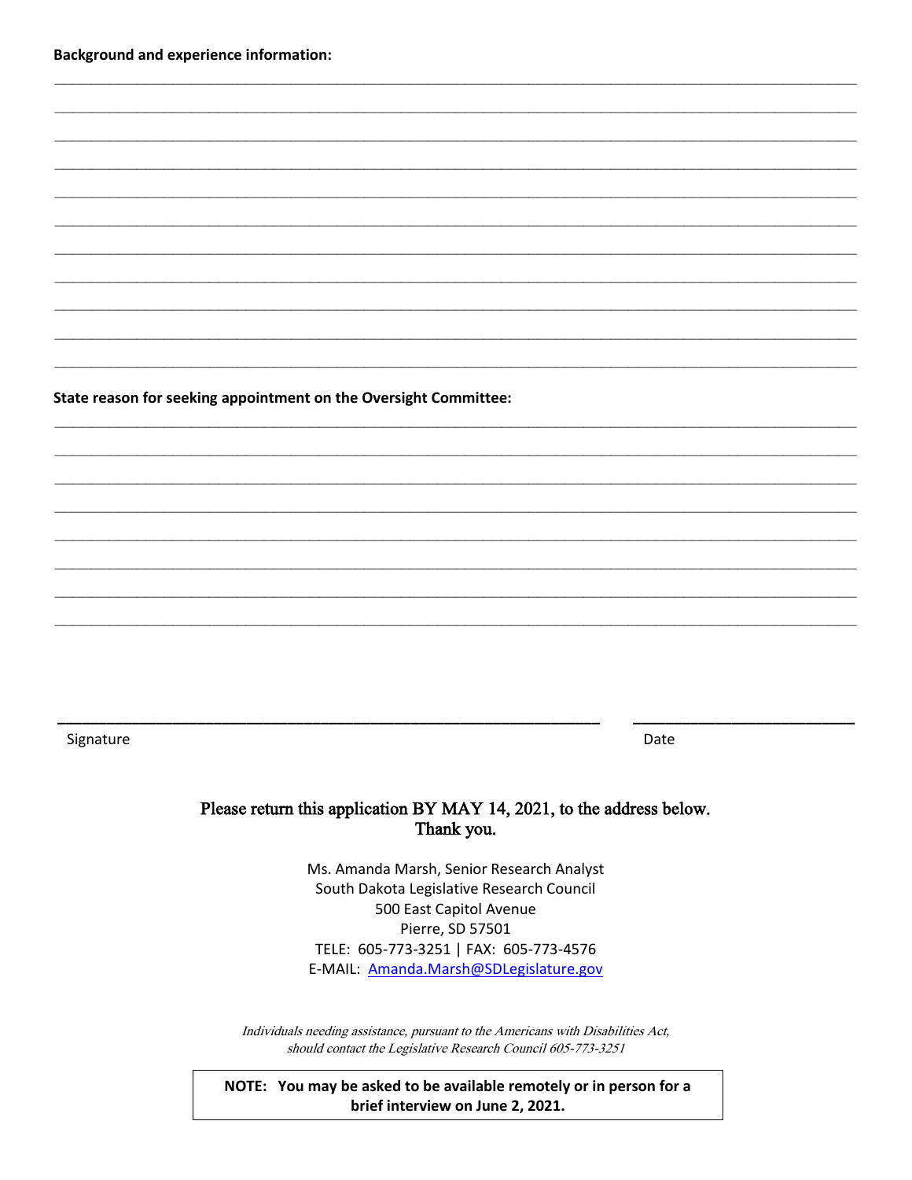**Background and experience information:**

\_\_\_\_\_\_\_\_\_\_\_\_\_\_\_\_\_\_\_\_\_\_\_\_\_\_\_\_\_\_\_\_\_\_\_\_\_\_\_\_\_\_\_\_\_\_\_\_\_\_\_\_\_\_\_\_\_\_\_\_\_\_\_\_\_\_\_\_\_\_\_\_\_\_\_\_\_\_

\_\_\_\_\_\_\_\_\_\_\_\_\_\_\_\_\_\_\_\_\_\_\_\_\_\_\_\_\_\_\_\_\_\_\_\_\_\_\_\_\_\_\_\_\_\_\_\_\_\_\_\_\_\_\_\_\_\_\_\_\_\_\_\_\_\_\_\_\_\_\_\_\_\_\_\_\_\_

\_\_\_\_\_\_\_\_\_\_\_\_\_\_\_\_\_\_\_\_\_\_\_\_\_\_\_\_\_\_\_\_\_\_\_\_\_\_\_\_\_\_\_\_\_\_\_\_\_\_\_\_\_\_\_\_\_\_\_\_\_\_\_\_\_\_\_\_\_\_\_\_\_\_\_\_\_\_

\_\_\_\_\_\_\_\_\_\_\_\_\_\_\_\_\_\_\_\_\_\_\_\_\_\_\_\_\_\_\_\_\_\_\_\_\_\_\_\_\_\_\_\_\_\_\_\_\_\_\_\_\_\_\_\_\_\_\_\_\_\_\_\_\_\_\_\_\_\_\_\_\_\_\_\_\_\_

\_\_\_\_\_\_\_\_\_\_\_\_\_\_\_\_\_\_\_\_\_\_\_\_\_\_\_\_\_\_\_\_\_\_\_\_\_\_\_\_\_\_\_\_\_\_\_\_\_\_\_\_\_\_\_\_\_\_\_\_\_\_\_\_\_\_\_\_\_\_\_\_\_\_\_\_\_\_

\_\_\_\_\_\_\_\_\_\_\_\_\_\_\_\_\_\_\_\_\_\_\_\_\_\_\_\_\_\_\_\_\_\_\_\_\_\_\_\_\_\_\_\_\_\_\_\_\_\_\_\_\_\_\_\_\_\_\_\_\_\_\_\_\_\_\_\_\_\_\_\_\_\_\_\_\_\_

\_\_\_\_\_\_\_\_\_\_\_\_\_\_\_\_\_\_\_\_\_\_\_\_\_\_\_\_\_\_\_\_\_\_\_\_\_\_\_\_\_\_\_\_\_\_\_\_\_\_\_\_\_\_\_\_\_\_\_\_\_\_\_\_\_\_\_\_\_\_\_\_\_\_\_\_\_\_

\_\_\_\_\_\_\_\_\_\_\_\_\_\_\_\_\_\_\_\_\_\_\_\_\_\_\_\_\_\_\_\_\_\_\_\_\_\_\_\_\_\_\_\_\_\_\_\_\_\_\_\_\_\_\_\_\_\_\_\_\_\_\_\_\_\_\_\_\_\_\_\_\_\_\_\_\_\_

\_\_\_\_\_\_\_\_\_\_\_\_\_\_\_\_\_\_\_\_\_\_\_\_\_\_\_\_\_\_\_\_\_\_\_\_\_\_\_\_\_\_\_\_\_\_\_\_\_\_\_\_\_\_\_\_\_\_\_\_\_\_\_\_\_\_\_\_\_\_\_\_\_\_\_\_\_\_

\_\_\_\_\_\_\_\_\_\_\_\_\_\_\_\_\_\_\_\_\_\_\_\_\_\_\_\_\_\_\_\_\_\_\_\_\_\_\_\_\_\_\_\_\_\_\_\_\_\_\_\_\_\_\_\_\_\_\_\_\_\_\_\_\_\_\_\_\_\_\_\_\_\_\_\_\_\_

\_\_\_\_\_\_\_\_\_\_\_\_\_\_\_\_\_\_\_\_\_\_\_\_\_\_\_\_\_\_\_\_\_\_\_\_\_\_\_\_\_\_\_\_\_\_\_\_\_\_\_\_\_\_\_\_\_\_\_\_\_\_\_\_\_\_\_\_\_\_\_\_\_\_\_\_\_\_

**State reason for seeking appointment on the Oversight Committee:**

\_\_\_\_\_\_\_\_\_\_\_\_\_\_\_\_\_\_\_\_\_\_\_\_\_\_\_\_\_\_\_\_\_\_\_\_\_\_\_\_\_\_\_\_\_\_\_\_\_\_\_\_\_\_\_\_\_\_\_\_\_\_\_\_\_\_\_\_\_\_\_\_\_\_\_\_\_\_

\_\_\_\_\_\_\_\_\_\_\_\_\_\_\_\_\_\_\_\_\_\_\_\_\_\_\_\_\_\_\_\_\_\_\_\_\_\_\_\_\_\_\_\_\_\_\_\_\_\_\_\_\_\_\_\_\_\_\_\_\_\_\_\_\_\_\_\_\_\_\_\_\_\_\_\_\_\_

\_\_\_\_\_\_\_\_\_\_\_\_\_\_\_\_\_\_\_\_\_\_\_\_\_\_\_\_\_\_\_\_\_\_\_\_\_\_\_\_\_\_\_\_\_\_\_\_\_\_\_\_\_\_\_\_\_\_\_\_\_\_\_\_\_\_\_\_\_\_\_\_\_\_\_\_\_\_

\_\_\_\_\_\_\_\_\_\_\_\_\_\_\_\_\_\_\_\_\_\_\_\_\_\_\_\_\_\_\_\_\_\_\_\_\_\_\_\_\_\_\_\_\_\_\_\_\_\_\_\_\_\_\_\_\_\_\_\_\_\_\_\_\_\_\_\_\_\_\_\_\_\_\_\_\_\_

\_\_\_\_\_\_\_\_\_\_\_\_\_\_\_\_\_\_\_\_\_\_\_\_\_\_\_\_\_\_\_\_\_\_\_\_\_\_\_\_\_\_\_\_\_\_\_\_\_\_\_\_\_\_\_\_\_\_\_\_\_\_\_\_\_\_\_\_\_\_\_\_\_\_\_\_\_\_

\_\_\_\_\_\_\_\_\_\_\_\_\_\_\_\_\_\_\_\_\_\_\_\_\_\_\_\_\_\_\_\_\_\_\_\_\_\_\_\_\_\_\_\_\_\_\_\_\_\_\_\_\_\_\_\_\_\_\_\_\_\_\_\_\_\_\_\_\_\_\_\_\_\_\_\_\_\_

\_\_\_\_\_\_\_\_\_\_\_\_\_\_\_\_\_\_\_\_\_\_\_\_\_\_\_\_\_\_\_\_\_\_\_\_\_\_\_\_\_\_\_\_\_\_\_\_\_\_\_\_\_\_\_\_\_\_\_\_\_\_\_\_\_\_\_\_\_\_\_\_\_\_\_\_\_\_

\_\_\_\_\_\_\_\_\_\_\_\_\_\_\_\_\_\_\_\_\_\_\_\_\_\_\_\_\_\_\_\_\_\_\_\_\_\_\_\_\_\_\_\_\_\_\_\_\_\_\_\_\_\_\_\_\_\_\_\_\_\_\_\_\_\_\_\_\_\_\_\_\_\_\_\_\_\_

\_\_\_\_\_\_\_\_\_\_\_\_\_\_\_\_\_\_\_\_\_\_\_\_\_\_\_\_\_\_\_\_\_\_\_\_\_\_\_\_\_\_\_\_\_\_\_\_\_\_\_\_\_ \_\_\_\_\_\_\_\_\_\_\_\_\_\_\_\_\_\_\_\_\_\_\_

Signature Date

Please return this application BY MAY 14, 2021, to the address below.
Thank you.

Ms. Amanda Marsh, Senior Research Analyst
South Dakota Legislative Research Council
500 East Capitol Avenue
Pierre, SD 57501
TELE: 605-773-3251 | FAX: 605-773-4576
E-MAIL: [Amanda.Marsh@SDLegislature.gov](mailto:Amanda.Marsh@SDLegislature.gov)

*Individuals needing assistance, pursuant to the Americans with Disabilities Act, should contact the Legislative Research Council 605-773-3251*

**NOTE: You may be asked to be available remotely or in person for a brief interview on June 2, 2021.**